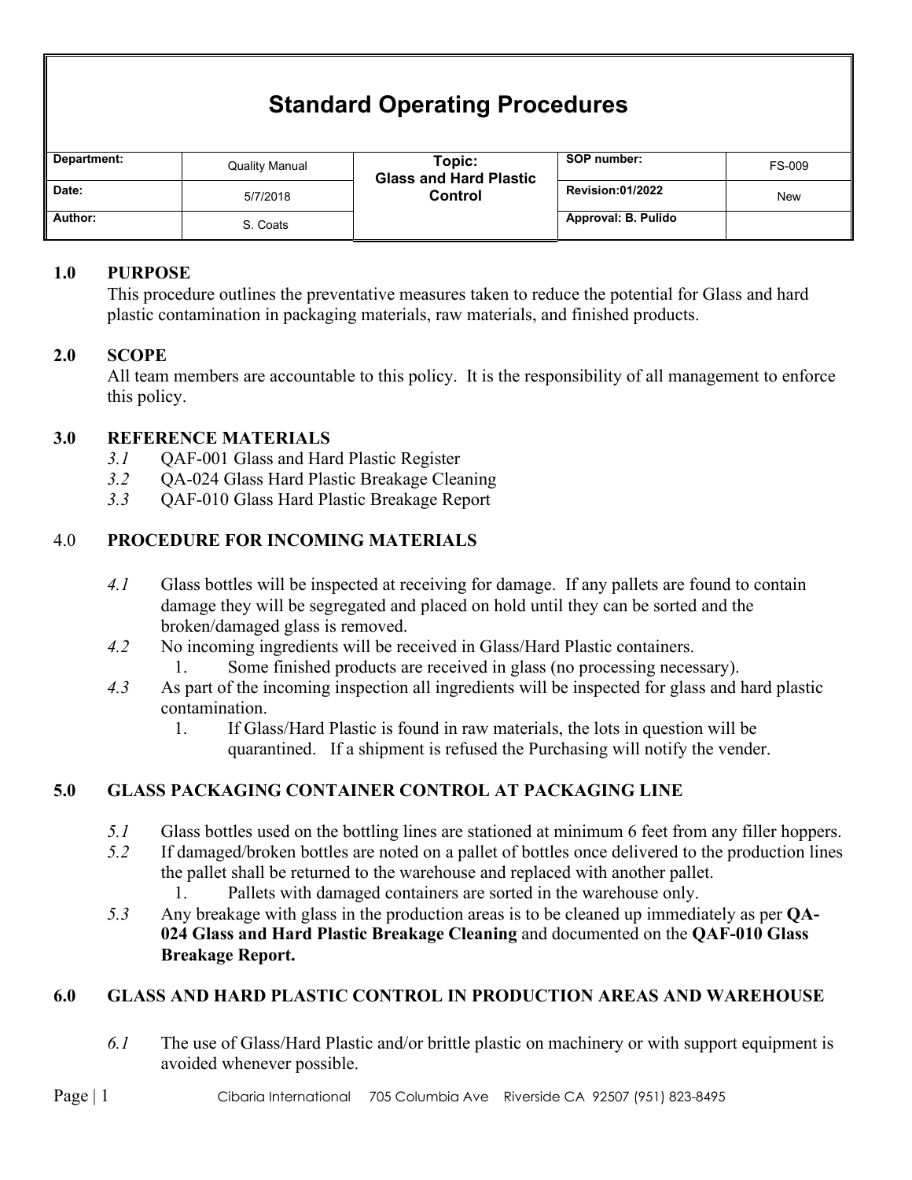# Standard Operating Procedures

| Department: | Quality Manual | Topic: Glass and Hard Plastic Control | SOP number: | FS-009 |
|---|---|---|---|---|
| Date: | 5/7/2018 | | Revision:01/2022 | New |
| Author: | S. Coats | | Approval: B. Pulido | |

## 1.0 PURPOSE

This procedure outlines the preventative measures taken to reduce the potential for Glass and hard plastic contamination in packaging materials, raw materials, and finished products.

## 2.0 SCOPE

All team members are accountable to this policy. It is the responsibility of all management to enforce this policy.

## 3.0 REFERENCE MATERIALS

*3.1* QAF-001 Glass and Hard Plastic Register
*3.2* QA-024 Glass Hard Plastic Breakage Cleaning
*3.3* QAF-010 Glass Hard Plastic Breakage Report

## 4.0 PROCEDURE FOR INCOMING MATERIALS

*4.1* Glass bottles will be inspected at receiving for damage. If any pallets are found to contain damage they will be segregated and placed on hold until they can be sorted and the broken/damaged glass is removed.

*4.2* No incoming ingredients will be received in Glass/Hard Plastic containers.
1. Some finished products are received in glass (no processing necessary).

*4.3* As part of the incoming inspection all ingredients will be inspected for glass and hard plastic contamination.
1. If Glass/Hard Plastic is found in raw materials, the lots in question will be quarantined. If a shipment is refused the Purchasing will notify the vender.

## 5.0 GLASS PACKAGING CONTAINER CONTROL AT PACKAGING LINE

*5.1* Glass bottles used on the bottling lines are stationed at minimum 6 feet from any filler hoppers.

*5.2* If damaged/broken bottles are noted on a pallet of bottles once delivered to the production lines the pallet shall be returned to the warehouse and replaced with another pallet.
1. Pallets with damaged containers are sorted in the warehouse only.

*5.3* Any breakage with glass in the production areas is to be cleaned up immediately as per **QA-024 Glass and Hard Plastic Breakage Cleaning** and documented on the **QAF-010 Glass Breakage Report.**

## 6.0 GLASS AND HARD PLASTIC CONTROL IN PRODUCTION AREAS AND WAREHOUSE

*6.1* The use of Glass/Hard Plastic and/or brittle plastic on machinery or with support equipment is avoided whenever possible.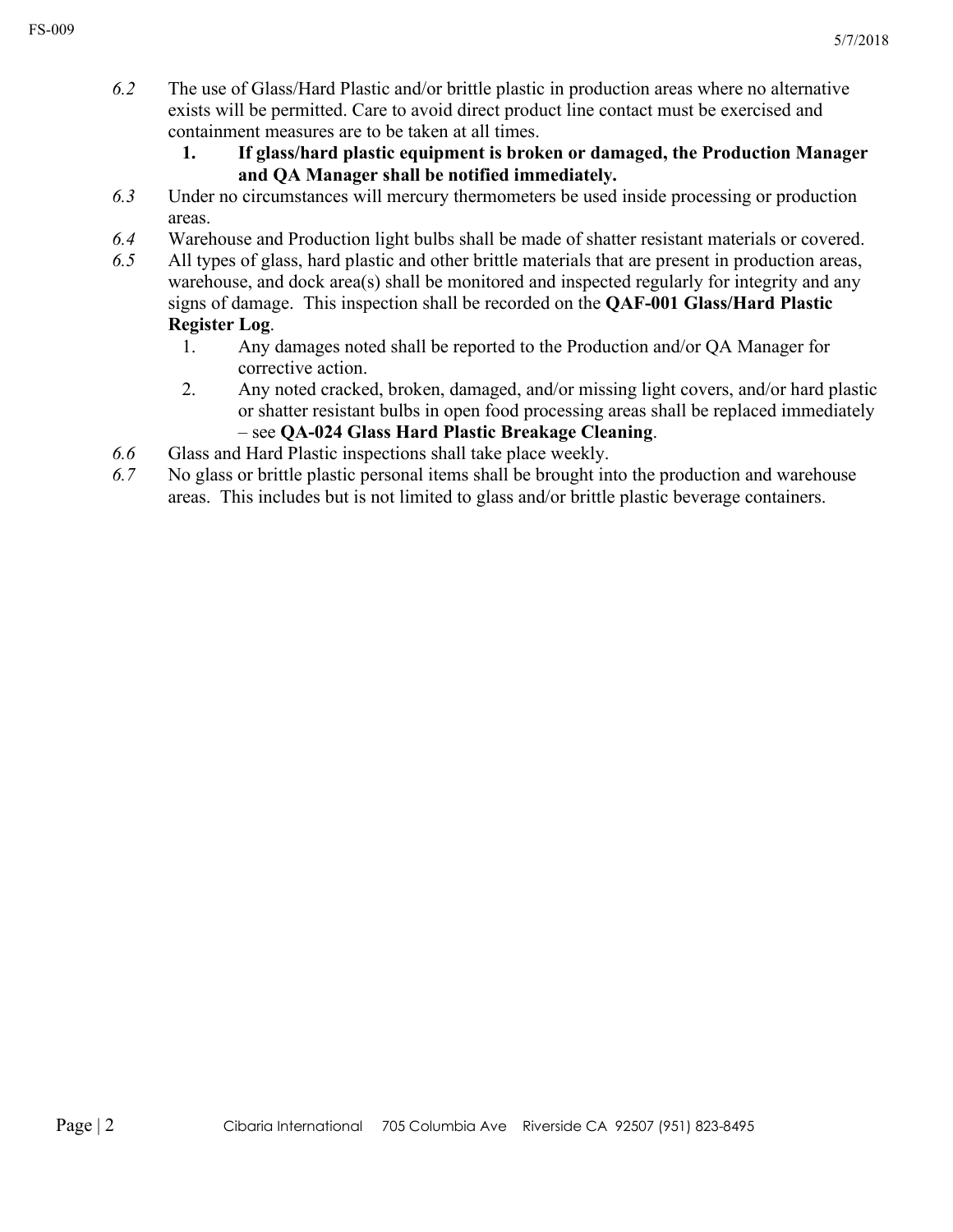*6.2* The use of Glass/Hard Plastic and/or brittle plastic in production areas where no alternative exists will be permitted. Care to avoid direct product line contact must be exercised and containment measures are to be taken at all times.

1. **If glass/hard plastic equipment is broken or damaged, the Production Manager and QA Manager shall be notified immediately.**

*6.3* Under no circumstances will mercury thermometers be used inside processing or production areas.

*6.4* Warehouse and Production light bulbs shall be made of shatter resistant materials or covered.

*6.5* All types of glass, hard plastic and other brittle materials that are present in production areas, warehouse, and dock area(s) shall be monitored and inspected regularly for integrity and any signs of damage. This inspection shall be recorded on the **QAF-001 Glass/Hard Plastic Register Log**.

1. Any damages noted shall be reported to the Production and/or QA Manager for corrective action.
2. Any noted cracked, broken, damaged, and/or missing light covers, and/or hard plastic or shatter resistant bulbs in open food processing areas shall be replaced immediately – see **QA-024 Glass Hard Plastic Breakage Cleaning**.

*6.6* Glass and Hard Plastic inspections shall take place weekly.

*6.7* No glass or brittle plastic personal items shall be brought into the production and warehouse areas. This includes but is not limited to glass and/or brittle plastic beverage containers.